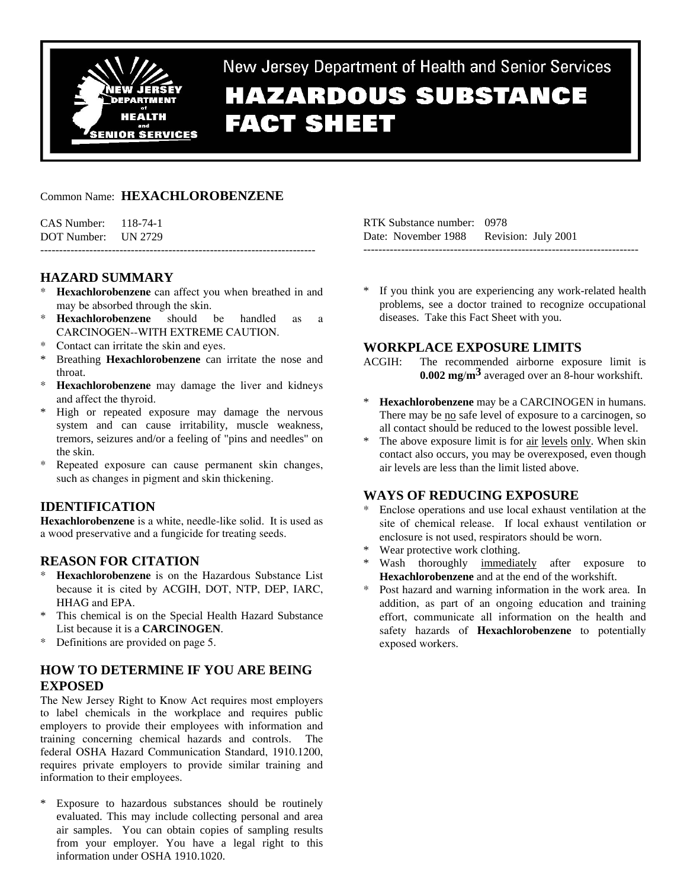# New Jersey Department of Health and Senior Services

# HAZARDOUS SUBSTANCE FACT SHEET

Common Name: **HEXACHLOROBENZENE**

CAS Number: 118-74-1
DOT Number: UN 2729

RTK Substance number: 0978
Date: November 1988 Revision: July 2001

---

## HAZARD SUMMARY

* **Hexachlorobenzene** can affect you when breathed in and may be absorbed through the skin.
* **Hexachlorobenzene** should be handled as a CARCINOGEN--WITH EXTREME CAUTION.
* Contact can irritate the skin and eyes.
* Breathing **Hexachlorobenzene** can irritate the nose and throat.
* **Hexachlorobenzene** may damage the liver and kidneys and affect the thyroid.
* High or repeated exposure may damage the nervous system and can cause irritability, muscle weakness, tremors, seizures and/or a feeling of "pins and needles" on the skin.
* Repeated exposure can cause permanent skin changes, such as changes in pigment and skin thickening.

## IDENTIFICATION

**Hexachlorobenzene** is a white, needle-like solid. It is used as a wood preservative and a fungicide for treating seeds.

## REASON FOR CITATION

* **Hexachlorobenzene** is on the Hazardous Substance List because it is cited by ACGIH, DOT, NTP, DEP, IARC, HHAG and EPA.
* This chemical is on the Special Health Hazard Substance List because it is a **CARCINOGEN**.
* Definitions are provided on page 5.

## HOW TO DETERMINE IF YOU ARE BEING EXPOSED

The New Jersey Right to Know Act requires most employers to label chemicals in the workplace and requires public employers to provide their employees with information and training concerning chemical hazards and controls. The federal OSHA Hazard Communication Standard, 1910.1200, requires private employers to provide similar training and information to their employees.

* Exposure to hazardous substances should be routinely evaluated. This may include collecting personal and area air samples. You can obtain copies of sampling results from your employer. You have a legal right to this information under OSHA 1910.1020.
* If you think you are experiencing any work-related health problems, see a doctor trained to recognize occupational diseases. Take this Fact Sheet with you.

## WORKPLACE EXPOSURE LIMITS

ACGIH: The recommended airborne exposure limit is **0.002 mg/m$^3$** averaged over an 8-hour workshift.

* **Hexachlorobenzene** may be a CARCINOGEN in humans. There may be no safe level of exposure to a carcinogen, so all contact should be reduced to the lowest possible level.
* The above exposure limit is for air levels only. When skin contact also occurs, you may be overexposed, even though air levels are less than the limit listed above.

## WAYS OF REDUCING EXPOSURE

* Enclose operations and use local exhaust ventilation at the site of chemical release. If local exhaust ventilation or enclosure is not used, respirators should be worn.
* Wear protective work clothing.
* Wash thoroughly immediately after exposure to **Hexachlorobenzene** and at the end of the workshift.
* Post hazard and warning information in the work area. In addition, as part of an ongoing education and training effort, communicate all information on the health and safety hazards of **Hexachlorobenzene** to potentially exposed workers.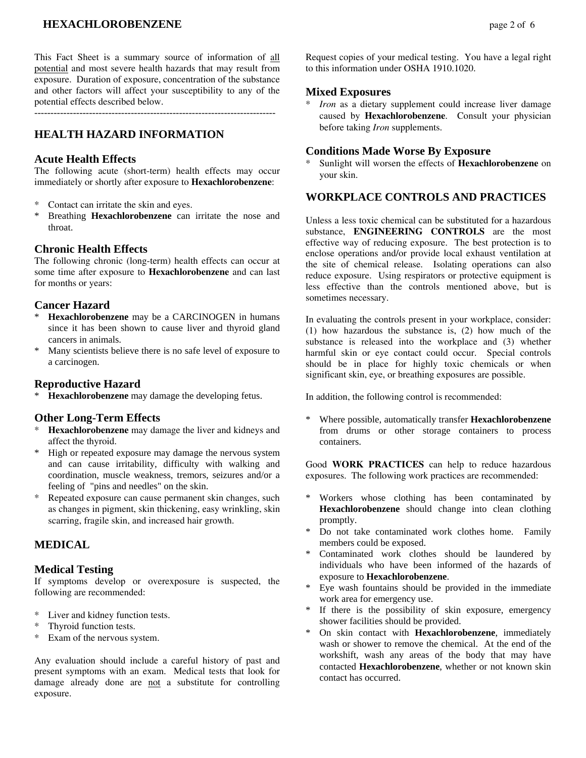This Fact Sheet is a summary source of information of all potential and most severe health hazards that may result from exposure. Duration of exposure, concentration of the substance and other factors will affect your susceptibility to any of the potential effects described below.

---

## HEALTH HAZARD INFORMATION

### Acute Health Effects

The following acute (short-term) health effects may occur immediately or shortly after exposure to **Hexachlorobenzene**:

* Contact can irritate the skin and eyes.
* Breathing **Hexachlorobenzene** can irritate the nose and throat.

### Chronic Health Effects

The following chronic (long-term) health effects can occur at some time after exposure to **Hexachlorobenzene** and can last for months or years:

### Cancer Hazard

* **Hexachlorobenzene** may be a CARCINOGEN in humans since it has been shown to cause liver and thyroid gland cancers in animals.
* Many scientists believe there is no safe level of exposure to a carcinogen.

### Reproductive Hazard

* **Hexachlorobenzene** may damage the developing fetus.

### Other Long-Term Effects

* **Hexachlorobenzene** may damage the liver and kidneys and affect the thyroid.
* High or repeated exposure may damage the nervous system and can cause irritability, difficulty with walking and coordination, muscle weakness, tremors, seizures and/or a feeling of "pins and needles" on the skin.
* Repeated exposure can cause permanent skin changes, such as changes in pigment, skin thickening, easy wrinkling, skin scarring, fragile skin, and increased hair growth.

## MEDICAL

### Medical Testing

If symptoms develop or overexposure is suspected, the following are recommended:

* Liver and kidney function tests.
* Thyroid function tests.
* Exam of the nervous system.

Any evaluation should include a careful history of past and present symptoms with an exam. Medical tests that look for damage already done are not a substitute for controlling exposure.

Request copies of your medical testing. You have a legal right to this information under OSHA 1910.1020.

### Mixed Exposures

* *Iron* as a dietary supplement could increase liver damage caused by **Hexachlorobenzene**. Consult your physician before taking *Iron* supplements.

### Conditions Made Worse By Exposure

* Sunlight will worsen the effects of **Hexachlorobenzene** on your skin.

## WORKPLACE CONTROLS AND PRACTICES

Unless a less toxic chemical can be substituted for a hazardous substance, **ENGINEERING CONTROLS** are the most effective way of reducing exposure. The best protection is to enclose operations and/or provide local exhaust ventilation at the site of chemical release. Isolating operations can also reduce exposure. Using respirators or protective equipment is less effective than the controls mentioned above, but is sometimes necessary.

In evaluating the controls present in your workplace, consider: (1) how hazardous the substance is, (2) how much of the substance is released into the workplace and (3) whether harmful skin or eye contact could occur. Special controls should be in place for highly toxic chemicals or when significant skin, eye, or breathing exposures are possible.

In addition, the following control is recommended:

* Where possible, automatically transfer **Hexachlorobenzene** from drums or other storage containers to process containers.

Good **WORK PRACTICES** can help to reduce hazardous exposures. The following work practices are recommended:

* Workers whose clothing has been contaminated by **Hexachlorobenzene** should change into clean clothing promptly.
* Do not take contaminated work clothes home. Family members could be exposed.
* Contaminated work clothes should be laundered by individuals who have been informed of the hazards of exposure to **Hexachlorobenzene**.
* Eye wash fountains should be provided in the immediate work area for emergency use.
* If there is the possibility of skin exposure, emergency shower facilities should be provided.
* On skin contact with **Hexachlorobenzene**, immediately wash or shower to remove the chemical. At the end of the workshift, wash any areas of the body that may have contacted **Hexachlorobenzene**, whether or not known skin contact has occurred.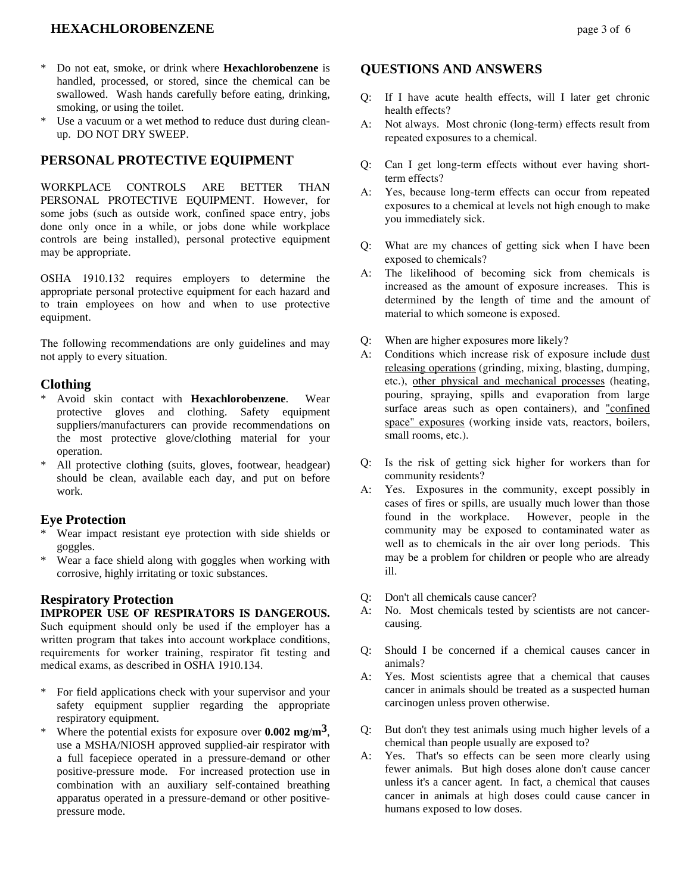* Do not eat, smoke, or drink where **Hexachlorobenzene** is handled, processed, or stored, since the chemical can be swallowed. Wash hands carefully before eating, drinking, smoking, or using the toilet.
* Use a vacuum or a wet method to reduce dust during clean-up. DO NOT DRY SWEEP.

## PERSONAL PROTECTIVE EQUIPMENT

WORKPLACE CONTROLS ARE BETTER THAN PERSONAL PROTECTIVE EQUIPMENT. However, for some jobs (such as outside work, confined space entry, jobs done only once in a while, or jobs done while workplace controls are being installed), personal protective equipment may be appropriate.

OSHA 1910.132 requires employers to determine the appropriate personal protective equipment for each hazard and to train employees on how and when to use protective equipment.

The following recommendations are only guidelines and may not apply to every situation.

### Clothing

* Avoid skin contact with **Hexachlorobenzene**. Wear protective gloves and clothing. Safety equipment suppliers/manufacturers can provide recommendations on the most protective glove/clothing material for your operation.
* All protective clothing (suits, gloves, footwear, headgear) should be clean, available each day, and put on before work.

### Eye Protection

* Wear impact resistant eye protection with side shields or goggles.
* Wear a face shield along with goggles when working with corrosive, highly irritating or toxic substances.

### Respiratory Protection

**IMPROPER USE OF RESPIRATORS IS DANGEROUS.** Such equipment should only be used if the employer has a written program that takes into account workplace conditions, requirements for worker training, respirator fit testing and medical exams, as described in OSHA 1910.134.

* For field applications check with your supervisor and your safety equipment supplier regarding the appropriate respiratory equipment.
* Where the potential exists for exposure over **0.002 mg/m$^3$**, use a MSHA/NIOSH approved supplied-air respirator with a full facepiece operated in a pressure-demand or other positive-pressure mode. For increased protection use in combination with an auxiliary self-contained breathing apparatus operated in a pressure-demand or other positive-pressure mode.

## QUESTIONS AND ANSWERS

Q: If I have acute health effects, will I later get chronic health effects?
A: Not always. Most chronic (long-term) effects result from repeated exposures to a chemical.

Q: Can I get long-term effects without ever having short-term effects?
A: Yes, because long-term effects can occur from repeated exposures to a chemical at levels not high enough to make you immediately sick.

Q: What are my chances of getting sick when I have been exposed to chemicals?
A: The likelihood of becoming sick from chemicals is increased as the amount of exposure increases. This is determined by the length of time and the amount of material to which someone is exposed.

Q: When are higher exposures more likely?
A: Conditions which increase risk of exposure include dust releasing operations (grinding, mixing, blasting, dumping, etc.), other physical and mechanical processes (heating, pouring, spraying, spills and evaporation from large surface areas such as open containers), and "confined space" exposures (working inside vats, reactors, boilers, small rooms, etc.).

Q: Is the risk of getting sick higher for workers than for community residents?
A: Yes. Exposures in the community, except possibly in cases of fires or spills, are usually much lower than those found in the workplace. However, people in the community may be exposed to contaminated water as well as to chemicals in the air over long periods. This may be a problem for children or people who are already ill.

Q: Don't all chemicals cause cancer?
A: No. Most chemicals tested by scientists are not cancer-causing.

Q: Should I be concerned if a chemical causes cancer in animals?
A: Yes. Most scientists agree that a chemical that causes cancer in animals should be treated as a suspected human carcinogen unless proven otherwise.

Q: But don't they test animals using much higher levels of a chemical than people usually are exposed to?
A: Yes. That's so effects can be seen more clearly using fewer animals. But high doses alone don't cause cancer unless it's a cancer agent. In fact, a chemical that causes cancer in animals at high doses could cause cancer in humans exposed to low doses.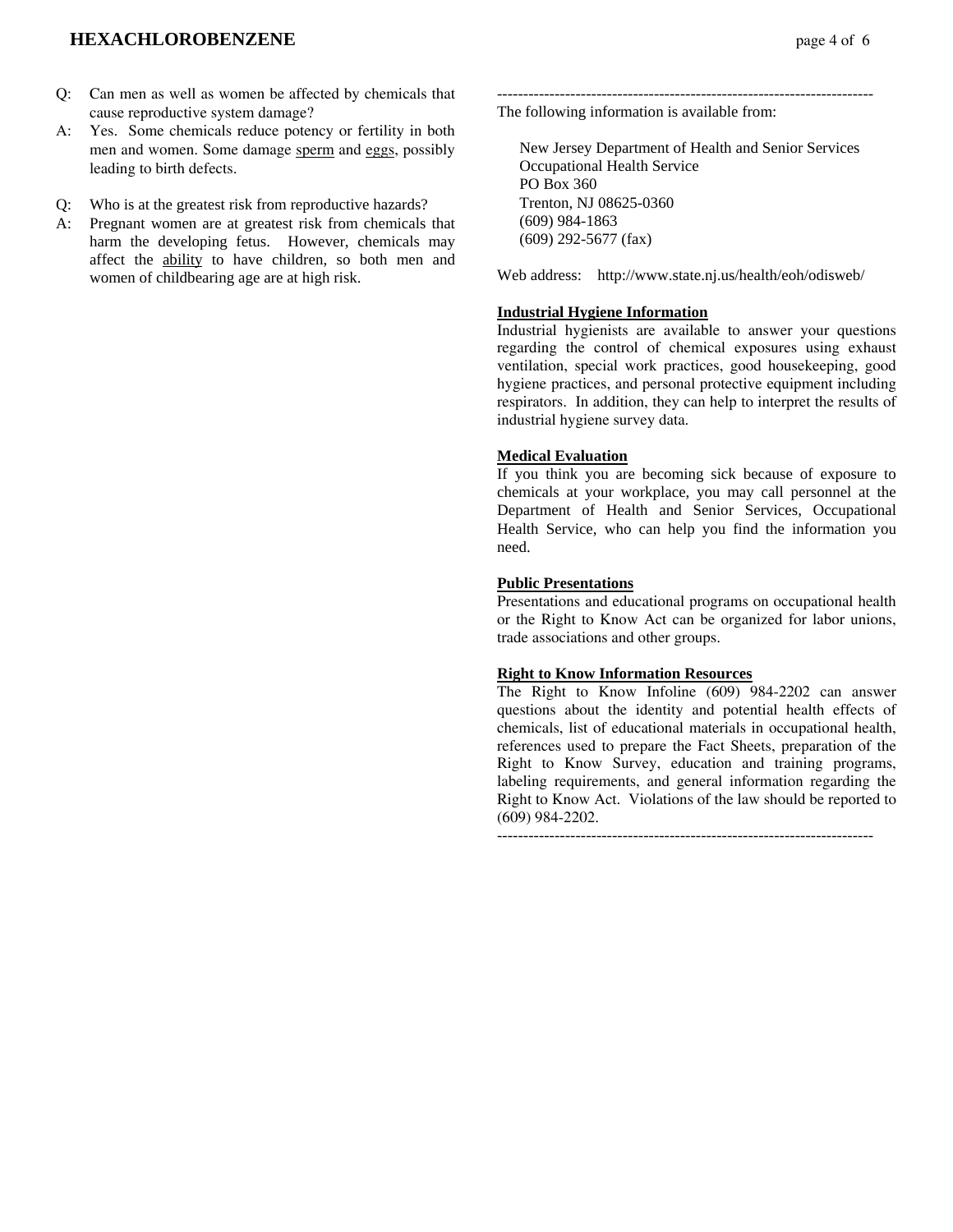Q: Can men as well as women be affected by chemicals that cause reproductive system damage?

A: Yes. Some chemicals reduce potency or fertility in both men and women. Some damage sperm and eggs, possibly leading to birth defects.

Q: Who is at the greatest risk from reproductive hazards?

A: Pregnant women are at greatest risk from chemicals that harm the developing fetus. However, chemicals may affect the ability to have children, so both men and women of childbearing age are at high risk.

---

The following information is available from:

New Jersey Department of Health and Senior Services
Occupational Health Service
PO Box 360
Trenton, NJ 08625-0360
(609) 984-1863
(609) 292-5677 (fax)

Web address: http://www.state.nj.us/health/eoh/odisweb/

**Industrial Hygiene Information**

Industrial hygienists are available to answer your questions regarding the control of chemical exposures using exhaust ventilation, special work practices, good housekeeping, good hygiene practices, and personal protective equipment including respirators. In addition, they can help to interpret the results of industrial hygiene survey data.

**Medical Evaluation**

If you think you are becoming sick because of exposure to chemicals at your workplace, you may call personnel at the Department of Health and Senior Services, Occupational Health Service, who can help you find the information you need.

**Public Presentations**

Presentations and educational programs on occupational health or the Right to Know Act can be organized for labor unions, trade associations and other groups.

**Right to Know Information Resources**

The Right to Know Infoline (609) 984-2202 can answer questions about the identity and potential health effects of chemicals, list of educational materials in occupational health, references used to prepare the Fact Sheets, preparation of the Right to Know Survey, education and training programs, labeling requirements, and general information regarding the Right to Know Act. Violations of the law should be reported to (609) 984-2202.

---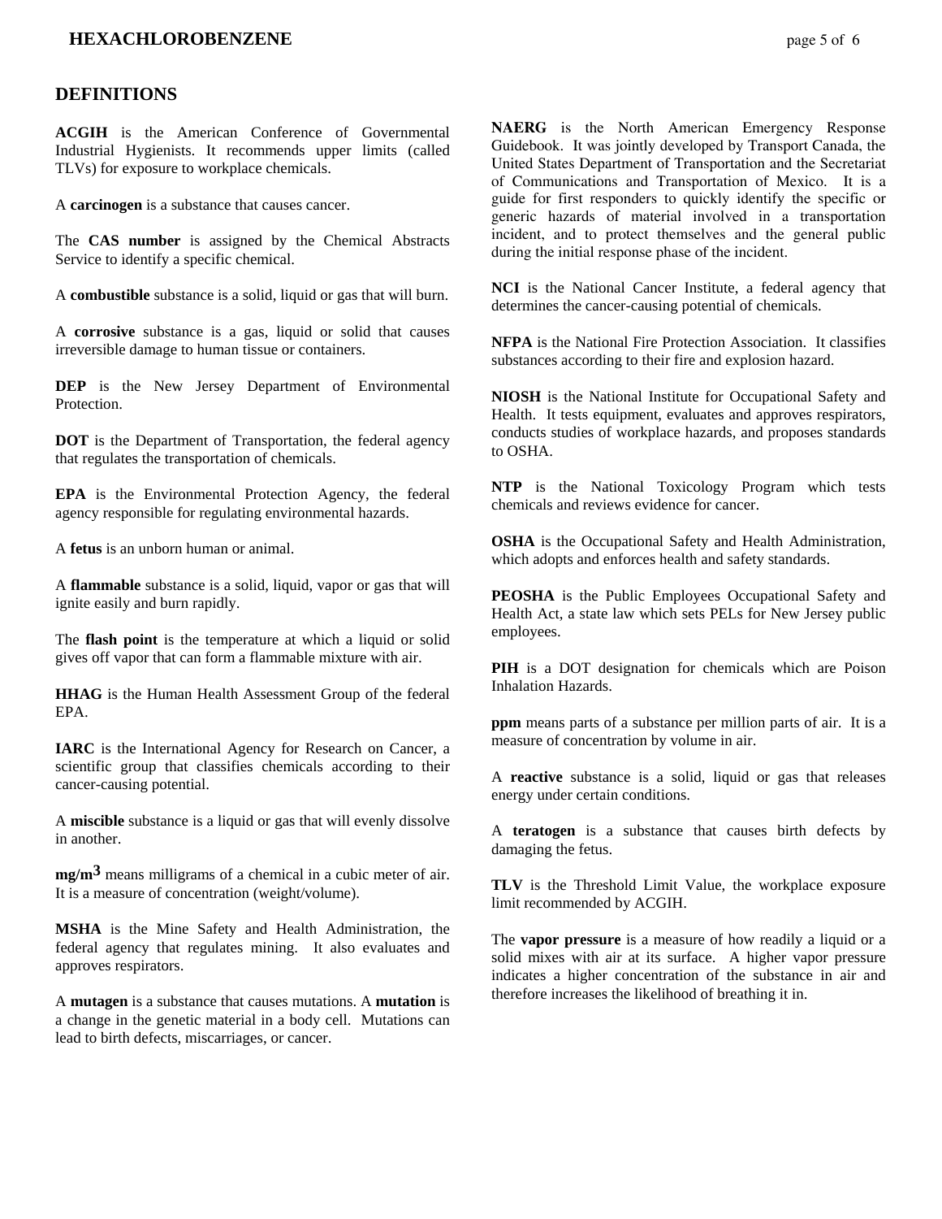## DEFINITIONS

**ACGIH** is the American Conference of Governmental Industrial Hygienists. It recommends upper limits (called TLVs) for exposure to workplace chemicals.

A **carcinogen** is a substance that causes cancer.

The **CAS number** is assigned by the Chemical Abstracts Service to identify a specific chemical.

A **combustible** substance is a solid, liquid or gas that will burn.

A **corrosive** substance is a gas, liquid or solid that causes irreversible damage to human tissue or containers.

**DEP** is the New Jersey Department of Environmental Protection.

**DOT** is the Department of Transportation, the federal agency that regulates the transportation of chemicals.

**EPA** is the Environmental Protection Agency, the federal agency responsible for regulating environmental hazards.

A **fetus** is an unborn human or animal.

A **flammable** substance is a solid, liquid, vapor or gas that will ignite easily and burn rapidly.

The **flash point** is the temperature at which a liquid or solid gives off vapor that can form a flammable mixture with air.

**HHAG** is the Human Health Assessment Group of the federal EPA.

**IARC** is the International Agency for Research on Cancer, a scientific group that classifies chemicals according to their cancer-causing potential.

A **miscible** substance is a liquid or gas that will evenly dissolve in another.

**mg/m$^3$** means milligrams of a chemical in a cubic meter of air. It is a measure of concentration (weight/volume).

**MSHA** is the Mine Safety and Health Administration, the federal agency that regulates mining. It also evaluates and approves respirators.

A **mutagen** is a substance that causes mutations. A **mutation** is a change in the genetic material in a body cell. Mutations can lead to birth defects, miscarriages, or cancer.

**NAERG** is the North American Emergency Response Guidebook. It was jointly developed by Transport Canada, the United States Department of Transportation and the Secretariat of Communications and Transportation of Mexico. It is a guide for first responders to quickly identify the specific or generic hazards of material involved in a transportation incident, and to protect themselves and the general public during the initial response phase of the incident.

**NCI** is the National Cancer Institute, a federal agency that determines the cancer-causing potential of chemicals.

**NFPA** is the National Fire Protection Association. It classifies substances according to their fire and explosion hazard.

**NIOSH** is the National Institute for Occupational Safety and Health. It tests equipment, evaluates and approves respirators, conducts studies of workplace hazards, and proposes standards to OSHA.

**NTP** is the National Toxicology Program which tests chemicals and reviews evidence for cancer.

**OSHA** is the Occupational Safety and Health Administration, which adopts and enforces health and safety standards.

**PEOSHA** is the Public Employees Occupational Safety and Health Act, a state law which sets PELs for New Jersey public employees.

**PIH** is a DOT designation for chemicals which are Poison Inhalation Hazards.

**ppm** means parts of a substance per million parts of air. It is a measure of concentration by volume in air.

A **reactive** substance is a solid, liquid or gas that releases energy under certain conditions.

A **teratogen** is a substance that causes birth defects by damaging the fetus.

**TLV** is the Threshold Limit Value, the workplace exposure limit recommended by ACGIH.

The **vapor pressure** is a measure of how readily a liquid or a solid mixes with air at its surface. A higher vapor pressure indicates a higher concentration of the substance in air and therefore increases the likelihood of breathing it in.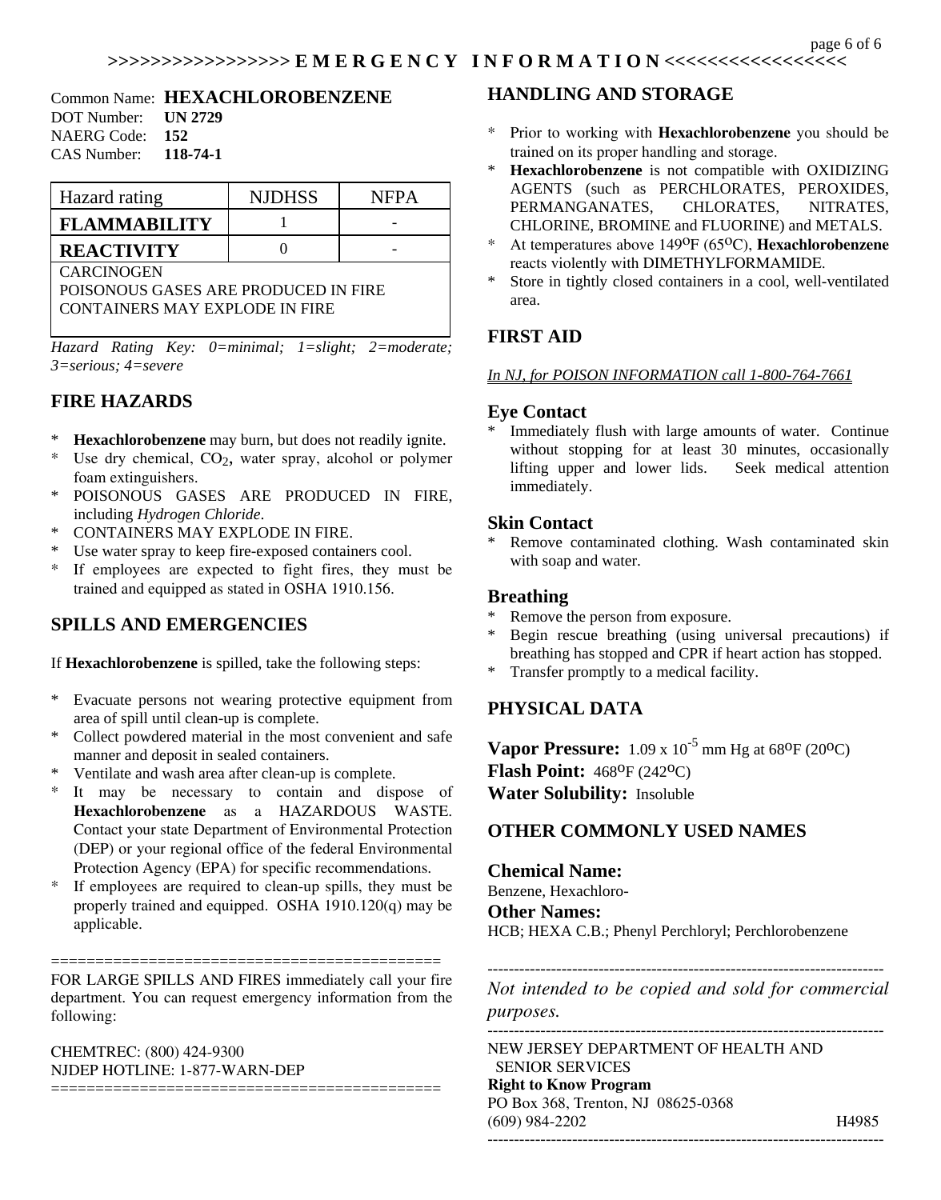# >>>>>>>>>>>>>>>>> E M E R G E N C Y I N F O R M A T I O N <<<<<<<<<<<<<<<<<

Common Name: **HEXACHLOROBENZENE**
DOT Number: **UN 2729**
NAERG Code: **152**
CAS Number: **118-74-1**

| Hazard rating | NJDHSS | NFPA |
|---|---|---|
| **FLAMMABILITY** | 1 | - |
| **REACTIVITY** | 0 | - |
| CARCINOGEN<br>POISONOUS GASES ARE PRODUCED IN FIRE<br>CONTAINERS MAY EXPLODE IN FIRE | | |

*Hazard Rating Key: 0=minimal; 1=slight; 2=moderate; 3=serious; 4=severe*

## FIRE HAZARDS

* **Hexachlorobenzene** may burn, but does not readily ignite.
* Use dry chemical, $CO_2$, water spray, alcohol or polymer foam extinguishers.
* POISONOUS GASES ARE PRODUCED IN FIRE, including *Hydrogen Chloride*.
* CONTAINERS MAY EXPLODE IN FIRE.
* Use water spray to keep fire-exposed containers cool.
* If employees are expected to fight fires, they must be trained and equipped as stated in OSHA 1910.156.

## SPILLS AND EMERGENCIES

If **Hexachlorobenzene** is spilled, take the following steps:

* Evacuate persons not wearing protective equipment from area of spill until clean-up is complete.
* Collect powdered material in the most convenient and safe manner and deposit in sealed containers.
* Ventilate and wash area after clean-up is complete.
* It may be necessary to contain and dispose of **Hexachlorobenzene** as a HAZARDOUS WASTE. Contact your state Department of Environmental Protection (DEP) or your regional office of the federal Environmental Protection Agency (EPA) for specific recommendations.
* If employees are required to clean-up spills, they must be properly trained and equipped. OSHA 1910.120(q) may be applicable.

==========================================

FOR LARGE SPILLS AND FIRES immediately call your fire department. You can request emergency information from the following:

CHEMTREC: (800) 424-9300
NJDEP HOTLINE: 1-877-WARN-DEP

==========================================

## HANDLING AND STORAGE

* Prior to working with **Hexachlorobenzene** you should be trained on its proper handling and storage.
* **Hexachlorobenzene** is not compatible with OXIDIZING AGENTS (such as PERCHLORATES, PEROXIDES, PERMANGANATES, CHLORATES, NITRATES, CHLORINE, BROMINE and FLUORINE) and METALS.
* At temperatures above 149°F (65°C), **Hexachlorobenzene** reacts violently with DIMETHYLFORMAMIDE.
* Store in tightly closed containers in a cool, well-ventilated area.

## FIRST AID

*In NJ, for POISON INFORMATION call 1-800-764-7661*

### Eye Contact

* Immediately flush with large amounts of water. Continue without stopping for at least 30 minutes, occasionally lifting upper and lower lids. Seek medical attention immediately.

### Skin Contact

* Remove contaminated clothing. Wash contaminated skin with soap and water.

### Breathing

* Remove the person from exposure.
* Begin rescue breathing (using universal precautions) if breathing has stopped and CPR if heart action has stopped.
* Transfer promptly to a medical facility.

## PHYSICAL DATA

**Vapor Pressure:** $1.09 \times 10^{-5}$ mm Hg at 68°F (20°C)
**Flash Point:** 468°F (242°C)
**Water Solubility:** Insoluble

## OTHER COMMONLY USED NAMES

### Chemical Name:

Benzene, Hexachloro-

### Other Names:

HCB; HEXA C.B.; Phenyl Perchloryl; Perchlorobenzene

---

*Not intended to be copied and sold for commercial purposes.*

---

NEW JERSEY DEPARTMENT OF HEALTH AND SENIOR SERVICES
**Right to Know Program**
PO Box 368, Trenton, NJ 08625-0368
(609) 984-2202 H4985